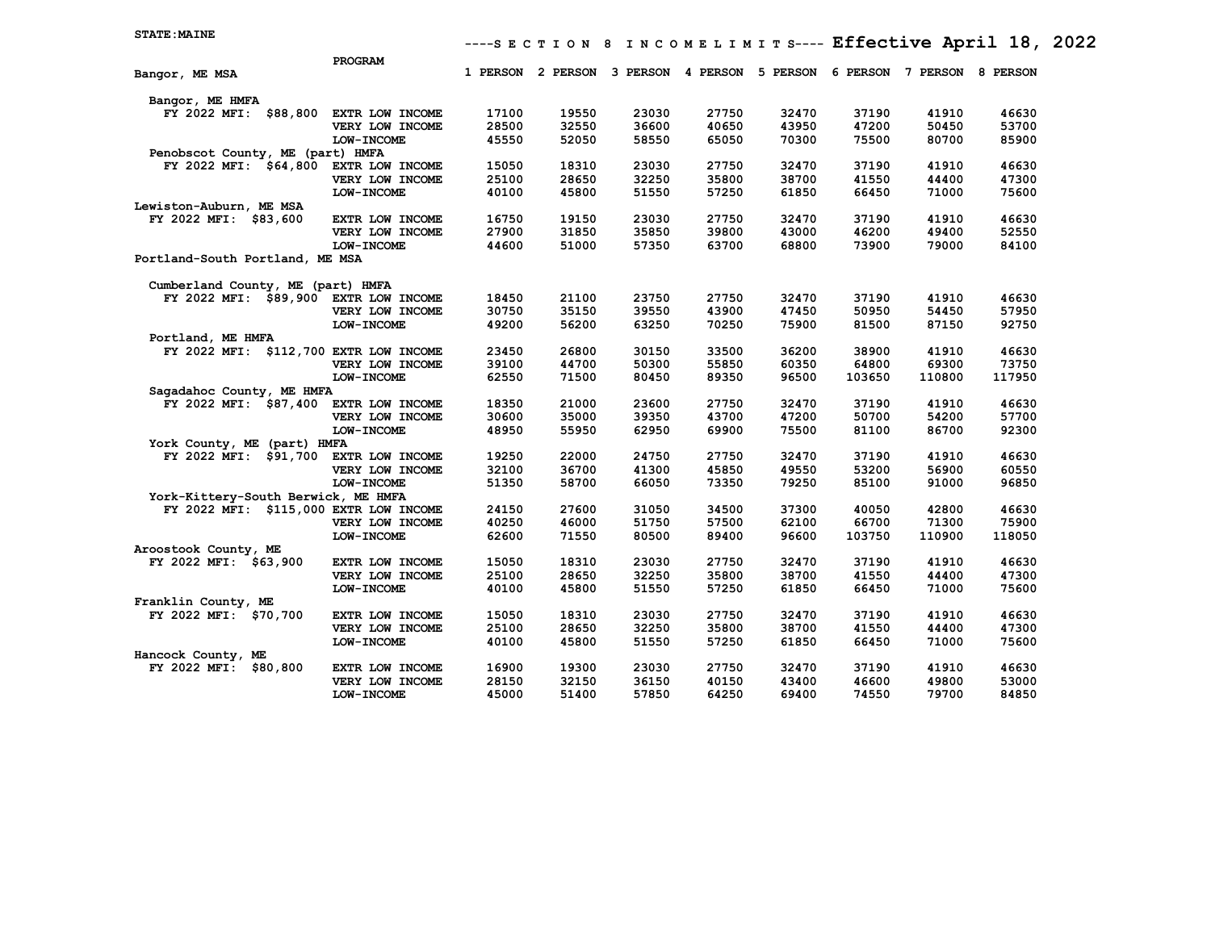STATE:MAINE

# ----SECTION 8 INCOME LIMITS---- Effective April 18, 2022

| Area | PROGRAM | 1 PERSON | 2 PERSON | 3 PERSON | 4 PERSON | 5 PERSON | 6 PERSON | 7 PERSON | 8 PERSON |
|---|---|---|---|---|---|---|---|---|---|
| **Bangor, ME MSA** | | | | | | | | | |
| Bangor, ME HMFA | | | | | | | | | |
| FY 2022 MFI: $88,800 | EXTR LOW INCOME | 17100 | 19550 | 23030 | 27750 | 32470 | 37190 | 41910 | 46630 |
| | VERY LOW INCOME | 28500 | 32550 | 36600 | 40650 | 43950 | 47200 | 50450 | 53700 |
| | LOW-INCOME | 45550 | 52050 | 58550 | 65050 | 70300 | 75500 | 80700 | 85900 |
| Penobscot County, ME (part) HMFA | | | | | | | | | |
| FY 2022 MFI: $64,800 | EXTR LOW INCOME | 15050 | 18310 | 23030 | 27750 | 32470 | 37190 | 41910 | 46630 |
| | VERY LOW INCOME | 25100 | 28650 | 32250 | 35800 | 38700 | 41550 | 44400 | 47300 |
| | LOW-INCOME | 40100 | 45800 | 51550 | 57250 | 61850 | 66450 | 71000 | 75600 |
| **Lewiston-Auburn, ME MSA** | | | | | | | | | |
| FY 2022 MFI: $83,600 | EXTR LOW INCOME | 16750 | 19150 | 23030 | 27750 | 32470 | 37190 | 41910 | 46630 |
| | VERY LOW INCOME | 27900 | 31850 | 35850 | 39800 | 43000 | 46200 | 49400 | 52550 |
| | LOW-INCOME | 44600 | 51000 | 57350 | 63700 | 68800 | 73900 | 79000 | 84100 |
| **Portland-South Portland, ME MSA** | | | | | | | | | |
| Cumberland County, ME (part) HMFA | | | | | | | | | |
| FY 2022 MFI: $89,900 | EXTR LOW INCOME | 18450 | 21100 | 23750 | 27750 | 32470 | 37190 | 41910 | 46630 |
| | VERY LOW INCOME | 30750 | 35150 | 39550 | 43900 | 47450 | 50950 | 54450 | 57950 |
| | LOW-INCOME | 49200 | 56200 | 63250 | 70250 | 75900 | 81500 | 87150 | 92750 |
| Portland, ME HMFA | | | | | | | | | |
| FY 2022 MFI: $112,700 | EXTR LOW INCOME | 23450 | 26800 | 30150 | 33500 | 36200 | 38900 | 41910 | 46630 |
| | VERY LOW INCOME | 39100 | 44700 | 50300 | 55850 | 60350 | 64800 | 69300 | 73750 |
| | LOW-INCOME | 62550 | 71500 | 80450 | 89350 | 96500 | 103650 | 110800 | 117950 |
| Sagadahoc County, ME HMFA | | | | | | | | | |
| FY 2022 MFI: $87,400 | EXTR LOW INCOME | 18350 | 21000 | 23600 | 27750 | 32470 | 37190 | 41910 | 46630 |
| | VERY LOW INCOME | 30600 | 35000 | 39350 | 43700 | 47200 | 50700 | 54200 | 57700 |
| | LOW-INCOME | 48950 | 55950 | 62950 | 69900 | 75500 | 81100 | 86700 | 92300 |
| York County, ME (part) HMFA | | | | | | | | | |
| FY 2022 MFI: $91,700 | EXTR LOW INCOME | 19250 | 22000 | 24750 | 27750 | 32470 | 37190 | 41910 | 46630 |
| | VERY LOW INCOME | 32100 | 36700 | 41300 | 45850 | 49550 | 53200 | 56900 | 60550 |
| | LOW-INCOME | 51350 | 58700 | 66050 | 73350 | 79250 | 85100 | 91000 | 96850 |
| York-Kittery-South Berwick, ME HMFA | | | | | | | | | |
| FY 2022 MFI: $115,000 | EXTR LOW INCOME | 24150 | 27600 | 31050 | 34500 | 37300 | 40050 | 42800 | 46630 |
| | VERY LOW INCOME | 40250 | 46000 | 51750 | 57500 | 62100 | 66700 | 71300 | 75900 |
| | LOW-INCOME | 62600 | 71550 | 80500 | 89400 | 96600 | 103750 | 110900 | 118050 |
| **Aroostook County, ME** | | | | | | | | | |
| FY 2022 MFI: $63,900 | EXTR LOW INCOME | 15050 | 18310 | 23030 | 27750 | 32470 | 37190 | 41910 | 46630 |
| | VERY LOW INCOME | 25100 | 28650 | 32250 | 35800 | 38700 | 41550 | 44400 | 47300 |
| | LOW-INCOME | 40100 | 45800 | 51550 | 57250 | 61850 | 66450 | 71000 | 75600 |
| **Franklin County, ME** | | | | | | | | | |
| FY 2022 MFI: $70,700 | EXTR LOW INCOME | 15050 | 18310 | 23030 | 27750 | 32470 | 37190 | 41910 | 46630 |
| | VERY LOW INCOME | 25100 | 28650 | 32250 | 35800 | 38700 | 41550 | 44400 | 47300 |
| | LOW-INCOME | 40100 | 45800 | 51550 | 57250 | 61850 | 66450 | 71000 | 75600 |
| **Hancock County, ME** | | | | | | | | | |
| FY 2022 MFI: $80,800 | EXTR LOW INCOME | 16900 | 19300 | 23030 | 27750 | 32470 | 37190 | 41910 | 46630 |
| | VERY LOW INCOME | 28150 | 32150 | 36150 | 40150 | 43400 | 46600 | 49800 | 53000 |
| | LOW-INCOME | 45000 | 51400 | 57850 | 64250 | 69400 | 74550 | 79700 | 84850 |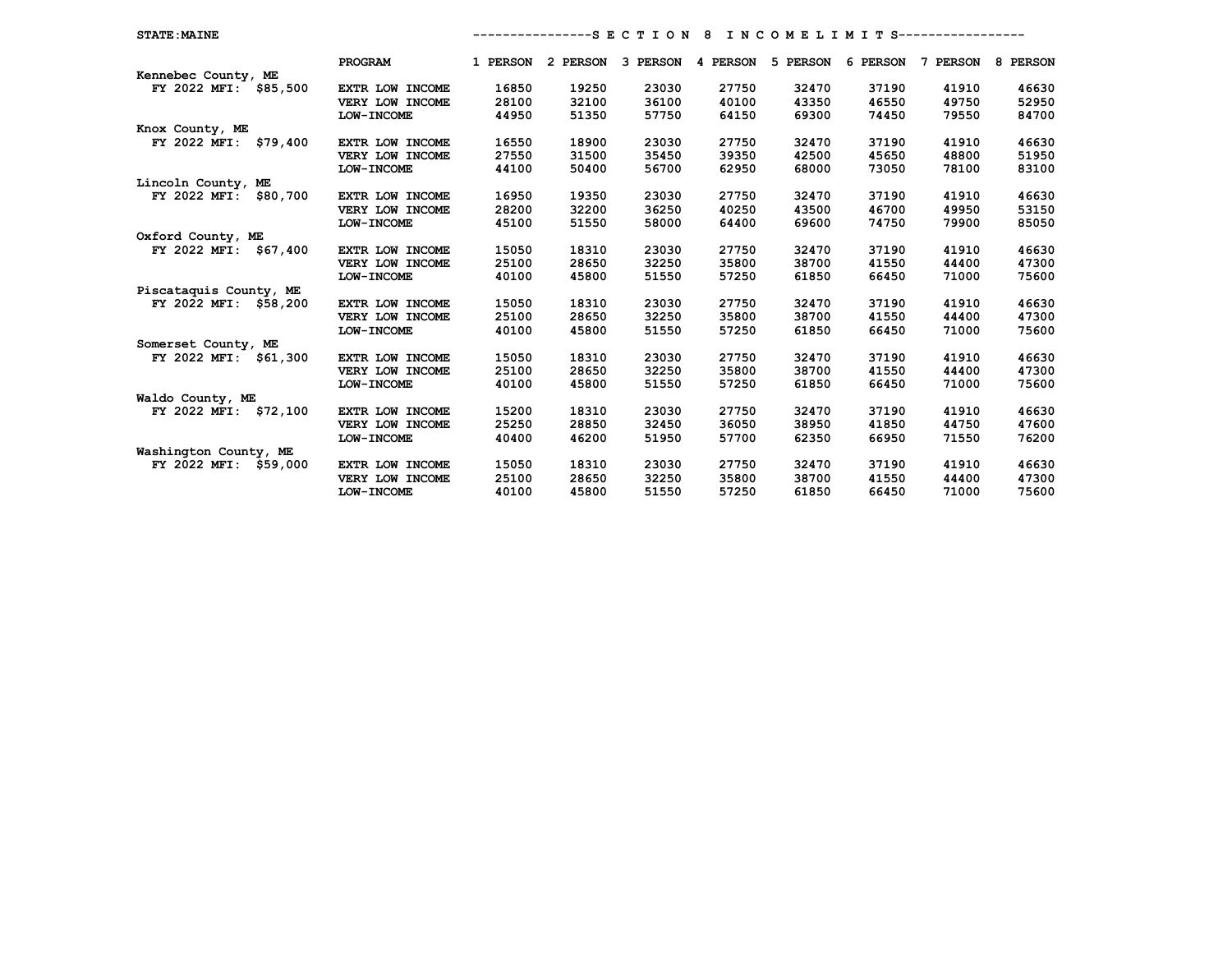STATE:MAINE

----------------S E C T I O N 8 I N C O M E L I M I T S-----------------

| | PROGRAM | 1 PERSON | 2 PERSON | 3 PERSON | 4 PERSON | 5 PERSON | 6 PERSON | 7 PERSON | 8 PERSON |
|---|---|---|---|---|---|---|---|---|---|
| Kennebec County, ME | | | | | | | | | |
| FY 2022 MFI: $85,500 | EXTR LOW INCOME | 16850 | 19250 | 23030 | 27750 | 32470 | 37190 | 41910 | 46630 |
| | VERY LOW INCOME | 28100 | 32100 | 36100 | 40100 | 43350 | 46550 | 49750 | 52950 |
| | LOW-INCOME | 44950 | 51350 | 57750 | 64150 | 69300 | 74450 | 79550 | 84700 |
| Knox County, ME | | | | | | | | | |
| FY 2022 MFI: $79,400 | EXTR LOW INCOME | 16550 | 18900 | 23030 | 27750 | 32470 | 37190 | 41910 | 46630 |
| | VERY LOW INCOME | 27550 | 31500 | 35450 | 39350 | 42500 | 45650 | 48800 | 51950 |
| | LOW-INCOME | 44100 | 50400 | 56700 | 62950 | 68000 | 73050 | 78100 | 83100 |
| Lincoln County, ME | | | | | | | | | |
| FY 2022 MFI: $80,700 | EXTR LOW INCOME | 16950 | 19350 | 23030 | 27750 | 32470 | 37190 | 41910 | 46630 |
| | VERY LOW INCOME | 28200 | 32200 | 36250 | 40250 | 43500 | 46700 | 49950 | 53150 |
| | LOW-INCOME | 45100 | 51550 | 58000 | 64400 | 69600 | 74750 | 79900 | 85050 |
| Oxford County, ME | | | | | | | | | |
| FY 2022 MFI: $67,400 | EXTR LOW INCOME | 15050 | 18310 | 23030 | 27750 | 32470 | 37190 | 41910 | 46630 |
| | VERY LOW INCOME | 25100 | 28650 | 32250 | 35800 | 38700 | 41550 | 44400 | 47300 |
| | LOW-INCOME | 40100 | 45800 | 51550 | 57250 | 61850 | 66450 | 71000 | 75600 |
| Piscataquis County, ME | | | | | | | | | |
| FY 2022 MFI: $58,200 | EXTR LOW INCOME | 15050 | 18310 | 23030 | 27750 | 32470 | 37190 | 41910 | 46630 |
| | VERY LOW INCOME | 25100 | 28650 | 32250 | 35800 | 38700 | 41550 | 44400 | 47300 |
| | LOW-INCOME | 40100 | 45800 | 51550 | 57250 | 61850 | 66450 | 71000 | 75600 |
| Somerset County, ME | | | | | | | | | |
| FY 2022 MFI: $61,300 | EXTR LOW INCOME | 15050 | 18310 | 23030 | 27750 | 32470 | 37190 | 41910 | 46630 |
| | VERY LOW INCOME | 25100 | 28650 | 32250 | 35800 | 38700 | 41550 | 44400 | 47300 |
| | LOW-INCOME | 40100 | 45800 | 51550 | 57250 | 61850 | 66450 | 71000 | 75600 |
| Waldo County, ME | | | | | | | | | |
| FY 2022 MFI: $72,100 | EXTR LOW INCOME | 15200 | 18310 | 23030 | 27750 | 32470 | 37190 | 41910 | 46630 |
| | VERY LOW INCOME | 25250 | 28850 | 32450 | 36050 | 38950 | 41850 | 44750 | 47600 |
| | LOW-INCOME | 40400 | 46200 | 51950 | 57700 | 62350 | 66950 | 71550 | 76200 |
| Washington County, ME | | | | | | | | | |
| FY 2022 MFI: $59,000 | EXTR LOW INCOME | 15050 | 18310 | 23030 | 27750 | 32470 | 37190 | 41910 | 46630 |
| | VERY LOW INCOME | 25100 | 28650 | 32250 | 35800 | 38700 | 41550 | 44400 | 47300 |
| | LOW-INCOME | 40100 | 45800 | 51550 | 57250 | 61850 | 66450 | 71000 | 75600 |